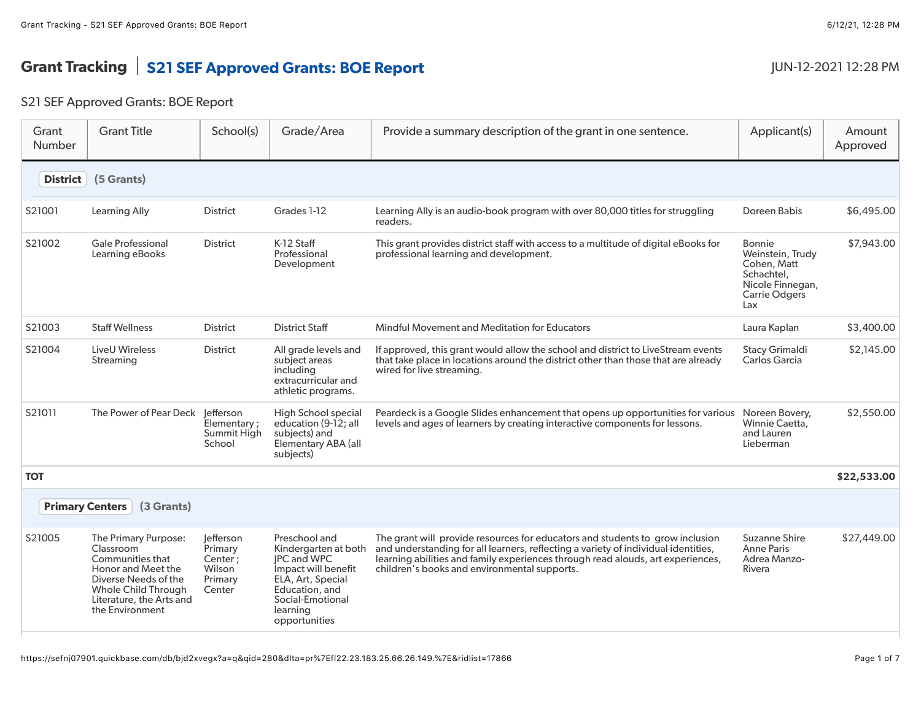# Grant Tracking | S21 SEF Approved Grants: BOE Report

JUN-12-2021 12:28 PM

## S21 SEF Approved Grants: BOE Report

| Grant Number | Grant Title | School(s) | Grade/Area | Provide a summary description of the grant in one sentence. | Applicant(s) | Amount Approved |
|---|---|---|---|---|---|---|
| **District** (5 Grants) | | | | | | |
| S21001 | Learning Ally | District | Grades 1-12 | Learning Ally is an audio-book program with over 80,000 titles for struggling readers. | Doreen Babis | $6,495.00 |
| S21002 | Gale Professional Learning eBooks | District | K-12 Staff Professional Development | This grant provides district staff with access to a multitude of digital eBooks for professional learning and development. | Bonnie Weinstein, Trudy Cohen, Matt Schachtel, Nicole Finnegan, Carrie Odgers Lax | $7,943.00 |
| S21003 | Staff Wellness | District | District Staff | Mindful Movement and Meditation for Educators | Laura Kaplan | $3,400.00 |
| S21004 | LiveU Wireless Streaming | District | All grade levels and subject areas including extracurricular and athletic programs. | If approved, this grant would allow the school and district to LiveStream events that take place in locations around the district other than those that are already wired for live streaming. | Stacy Grimaldi Carlos Garcia | $2,145.00 |
| S21011 | The Power of Pear Deck | Jefferson Elementary ; Summit High School | High School special education (9-12; all subjects) and Elementary ABA (all subjects) | Peardeck is a Google Slides enhancement that opens up opportunities for various levels and ages of learners by creating interactive components for lessons. | Noreen Bovery, Winnie Caetta, and Lauren Lieberman | $2,550.00 |
| **TOT** | | | | | | **$22,533.00** |
| **Primary Centers** (3 Grants) | | | | | | |
| S21005 | The Primary Purpose: Classroom Communities that Honor and Meet the Diverse Needs of the Whole Child Through Literature, the Arts and the Environment | Jefferson Primary Center ; Wilson Primary Center | Preschool and Kindergarten at both JPC and WPC Impact will benefit ELA, Art, Special Education, and Social-Emotional learning opportunities | The grant will provide resources for educators and students to grow inclusion and understanding for all learners, reflecting a variety of individual identities, learning abilities and family experiences through read alouds, art experiences, children's books and environmental supports. | Suzanne Shire Anne Paris Adrea Manzo-Rivera | $27,449.00 |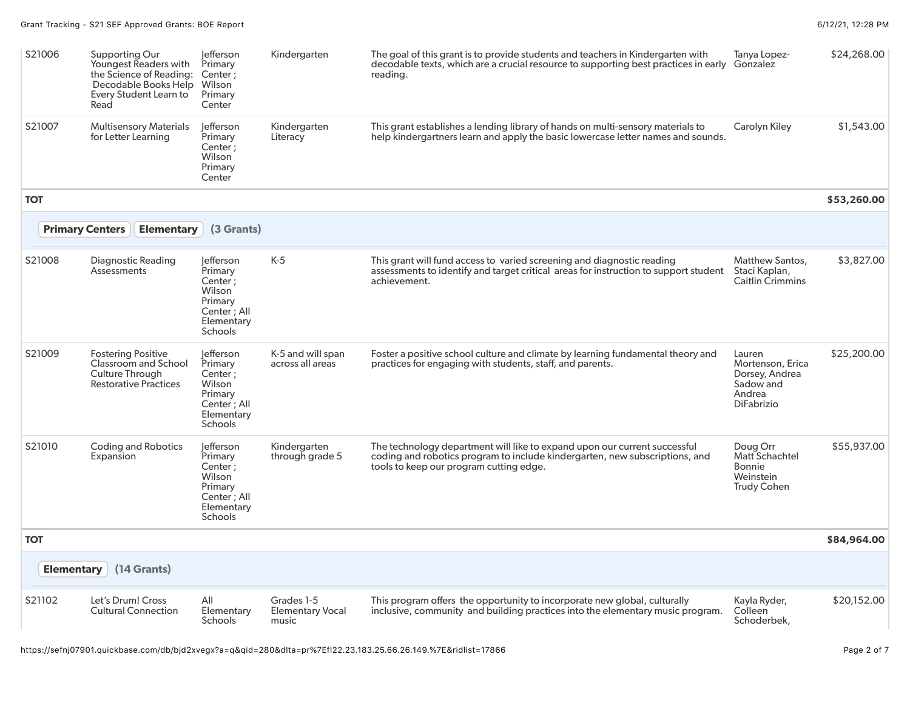| | | | | | | |
|---|---|---|---|---|---|---|
| S21006 | Supporting Our Youngest Readers with the Science of Reading: Decodable Books Help Every Student Learn to Read | Jefferson Primary Center ; Wilson Primary Center | Kindergarten | The goal of this grant is to provide students and teachers in Kindergarten with decodable texts, which are a crucial resource to supporting best practices in early reading. | Tanya Lopez-Gonzalez | $24,268.00 |
| S21007 | Multisensory Materials for Letter Learning | Jefferson Primary Center ; Wilson Primary Center | Kindergarten Literacy | This grant establishes a lending library of hands on multi-sensory materials to help kindergartners learn and apply the basic lowercase letter names and sounds. | Carolyn Kiley | $1,543.00 |
| **TOT** | | | | | | **$53,260.00** |

**Primary Centers** **Elementary** **(3 Grants)**

| | | | | | | |
|---|---|---|---|---|---|---|
| S21008 | Diagnostic Reading Assessments | Jefferson Primary Center ; Wilson Primary Center ; All Elementary Schools | K-5 | This grant will fund access to varied screening and diagnostic reading assessments to identify and target critical areas for instruction to support student achievement. | Matthew Santos, Staci Kaplan, Caitlin Crimmins | $3,827.00 |
| S21009 | Fostering Positive Classroom and School Culture Through Restorative Practices | Jefferson Primary Center ; Wilson Primary Center ; All Elementary Schools | K-5 and will span across all areas | Foster a positive school culture and climate by learning fundamental theory and practices for engaging with students, staff, and parents. | Lauren Mortenson, Erica Dorsey, Andrea Sadow and Andrea DiFabrizio | $25,200.00 |
| S21010 | Coding and Robotics Expansion | Jefferson Primary Center ; Wilson Primary Center ; All Elementary Schools | Kindergarten through grade 5 | The technology department will like to expand upon our current successful coding and robotics program to include kindergarten, new subscriptions, and tools to keep our program cutting edge. | Doug Orr Matt Schachtel Bonnie Weinstein Trudy Cohen | $55,937.00 |
| **TOT** | | | | | | **$84,964.00** |

**Elementary** **(14 Grants)**

| | | | | | | |
|---|---|---|---|---|---|---|
| S21102 | Let's Drum! Cross Cultural Connection | All Elementary Schools | Grades 1-5 Elementary Vocal music | This program offers the opportunity to incorporate new global, culturally inclusive, community and building practices into the elementary music program. | Kayla Ryder, Colleen Schoderbek, | $20,152.00 |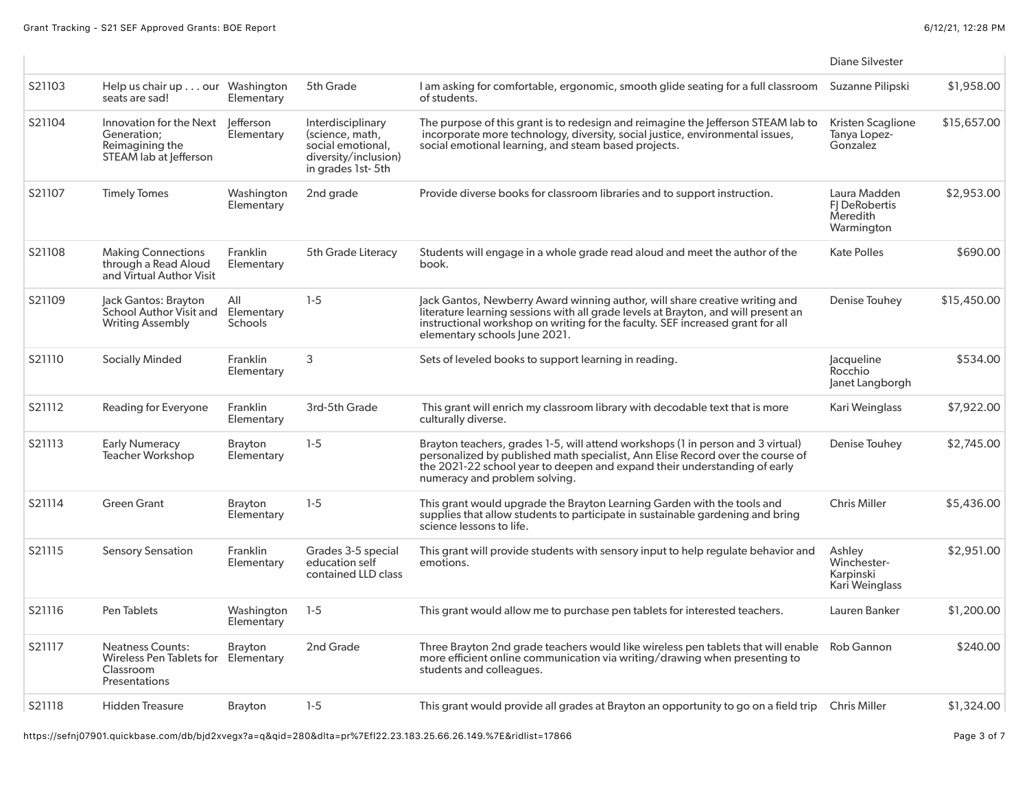| | | | | | | |
|---|---|---|---|---|---|---|
| | | | | | Diane Silvester | |
| S21103 | Help us chair up . . . our seats are sad! | Washington Elementary | 5th Grade | I am asking for comfortable, ergonomic, smooth glide seating for a full classroom of students. | Suzanne Pilipski | $1,958.00 |
| S21104 | Innovation for the Next Generation; Reimagining the STEAM lab at Jefferson | Jefferson Elementary | Interdisciplinary (science, math, social emotional, diversity/inclusion) in grades 1st- 5th | The purpose of this grant is to redesign and reimagine the Jefferson STEAM lab to incorporate more technology, diversity, social justice, environmental issues, social emotional learning, and steam based projects. | Kristen Scaglione Tanya Lopez-Gonzalez | $15,657.00 |
| S21107 | Timely Tomes | Washington Elementary | 2nd grade | Provide diverse books for classroom libraries and to support instruction. | Laura Madden FJ DeRobertis Meredith Warmington | $2,953.00 |
| S21108 | Making Connections through a Read Aloud and Virtual Author Visit | Franklin Elementary | 5th Grade Literacy | Students will engage in a whole grade read aloud and meet the author of the book. | Kate Polles | $690.00 |
| S21109 | Jack Gantos: Brayton School Author Visit and Writing Assembly | All Elementary Schools | 1-5 | Jack Gantos, Newberry Award winning author, will share creative writing and literature learning sessions with all grade levels at Brayton, and will present an instructional workshop on writing for the faculty. SEF increased grant for all elementary schools June 2021. | Denise Touhey | $15,450.00 |
| S21110 | Socially Minded | Franklin Elementary | 3 | Sets of leveled books to support learning in reading. | Jacqueline Rocchio Janet Langborgh | $534.00 |
| S21112 | Reading for Everyone | Franklin Elementary | 3rd-5th Grade | This grant will enrich my classroom library with decodable text that is more culturally diverse. | Kari Weinglass | $7,922.00 |
| S21113 | Early Numeracy Teacher Workshop | Brayton Elementary | 1-5 | Brayton teachers, grades 1-5, will attend workshops (1 in person and 3 virtual) personalized by published math specialist, Ann Elise Record over the course of the 2021-22 school year to deepen and expand their understanding of early numeracy and problem solving. | Denise Touhey | $2,745.00 |
| S21114 | Green Grant | Brayton Elementary | 1-5 | This grant would upgrade the Brayton Learning Garden with the tools and supplies that allow students to participate in sustainable gardening and bring science lessons to life. | Chris Miller | $5,436.00 |
| S21115 | Sensory Sensation | Franklin Elementary | Grades 3-5 special education self contained LLD class | This grant will provide students with sensory input to help regulate behavior and emotions. | Ashley Winchester-Karpinski Kari Weinglass | $2,951.00 |
| S21116 | Pen Tablets | Washington Elementary | 1-5 | This grant would allow me to purchase pen tablets for interested teachers. | Lauren Banker | $1,200.00 |
| S21117 | Neatness Counts: Wireless Pen Tablets for Classroom Presentations | Brayton Elementary | 2nd Grade | Three Brayton 2nd grade teachers would like wireless pen tablets that will enable more efficient online communication via writing/drawing when presenting to students and colleagues. | Rob Gannon | $240.00 |
| S21118 | Hidden Treasure | Brayton | 1-5 | This grant would provide all grades at Brayton an opportunity to go on a field trip | Chris Miller | $1,324.00 |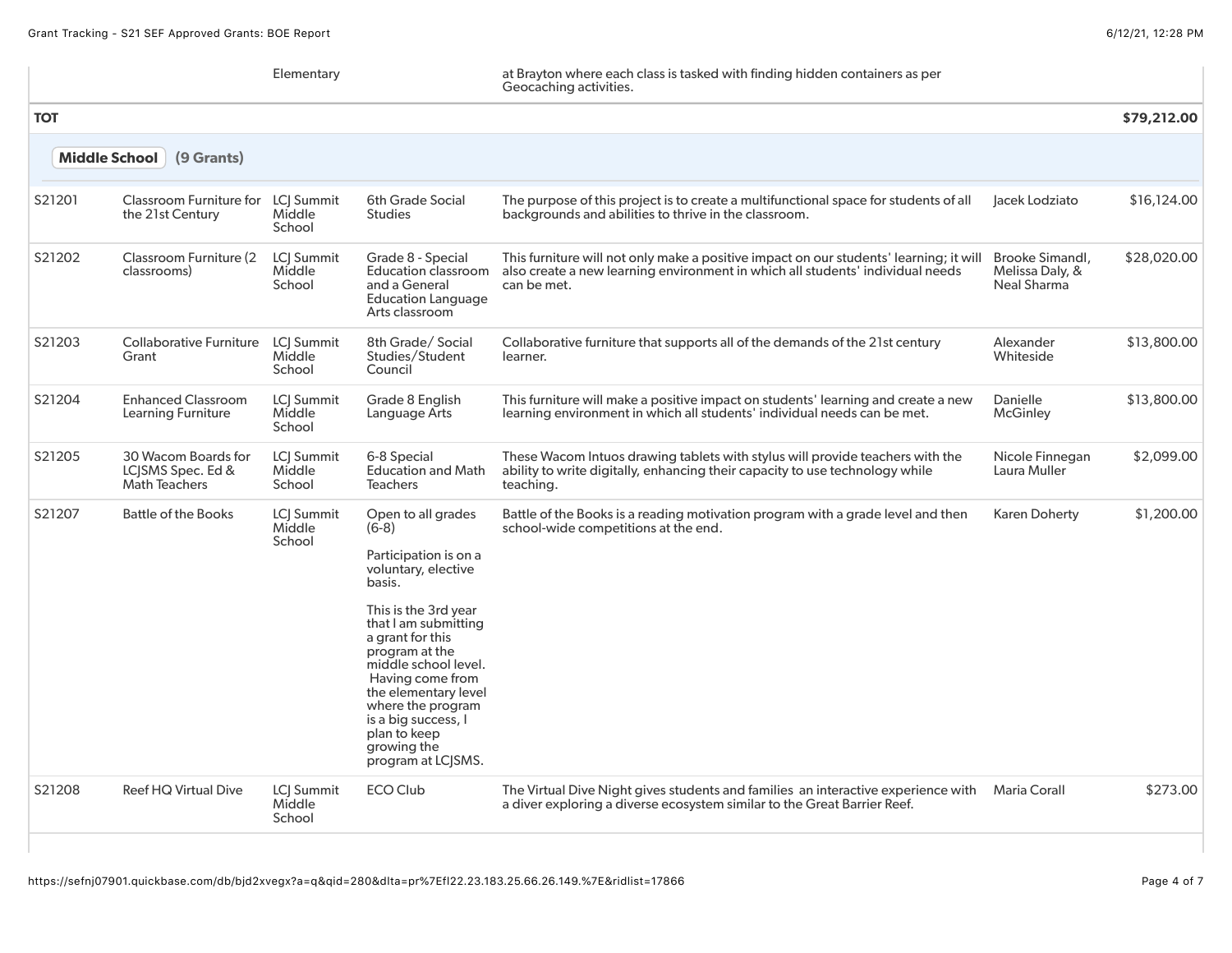| | | Elementary | | at Brayton where each class is tasked with finding hidden containers as per Geocaching activities. | | |
|---|---|---|---|---|---|---|
| **TOT** | | | | | | **$79,212.00** |

**Middle School** **(9 Grants)**

| | | | | | | |
|---|---|---|---|---|---|---|
| S21201 | Classroom Furniture for the 21st Century | LCJ Summit Middle School | 6th Grade Social Studies | The purpose of this project is to create a multifunctional space for students of all backgrounds and abilities to thrive in the classroom. | Jacek Lodziato | $16,124.00 |
| S21202 | Classroom Furniture (2 classrooms) | LCJ Summit Middle School | Grade 8 - Special Education classroom and a General Education Language Arts classroom | This furniture will not only make a positive impact on our students' learning; it will also create a new learning environment in which all students' individual needs can be met. | Brooke Simandl, Melissa Daly, & Neal Sharma | $28,020.00 |
| S21203 | Collaborative Furniture Grant | LCJ Summit Middle School | 8th Grade/ Social Studies/Student Council | Collaborative furniture that supports all of the demands of the 21st century learner. | Alexander Whiteside | $13,800.00 |
| S21204 | Enhanced Classroom Learning Furniture | LCJ Summit Middle School | Grade 8 English Language Arts | This furniture will make a positive impact on students' learning and create a new learning environment in which all students' individual needs can be met. | Danielle McGinley | $13,800.00 |
| S21205 | 30 Wacom Boards for LCJSMS Spec. Ed & Math Teachers | LCJ Summit Middle School | 6-8 Special Education and Math Teachers | These Wacom Intuos drawing tablets with stylus will provide teachers with the ability to write digitally, enhancing their capacity to use technology while teaching. | Nicole Finnegan Laura Muller | $2,099.00 |
| S21207 | Battle of the Books | LCJ Summit Middle School | Open to all grades (6-8)<br><br>Participation is on a voluntary, elective basis.<br><br>This is the 3rd year that I am submitting a grant for this program at the middle school level. Having come from the elementary level where the program is a big success, I plan to keep growing the program at LCJSMS. | Battle of the Books is a reading motivation program with a grade level and then school-wide competitions at the end. | Karen Doherty | $1,200.00 |
| S21208 | Reef HQ Virtual Dive | LCJ Summit Middle School | ECO Club | The Virtual Dive Night gives students and families an interactive experience with a diver exploring a diverse ecosystem similar to the Great Barrier Reef. | Maria Corall | $273.00 |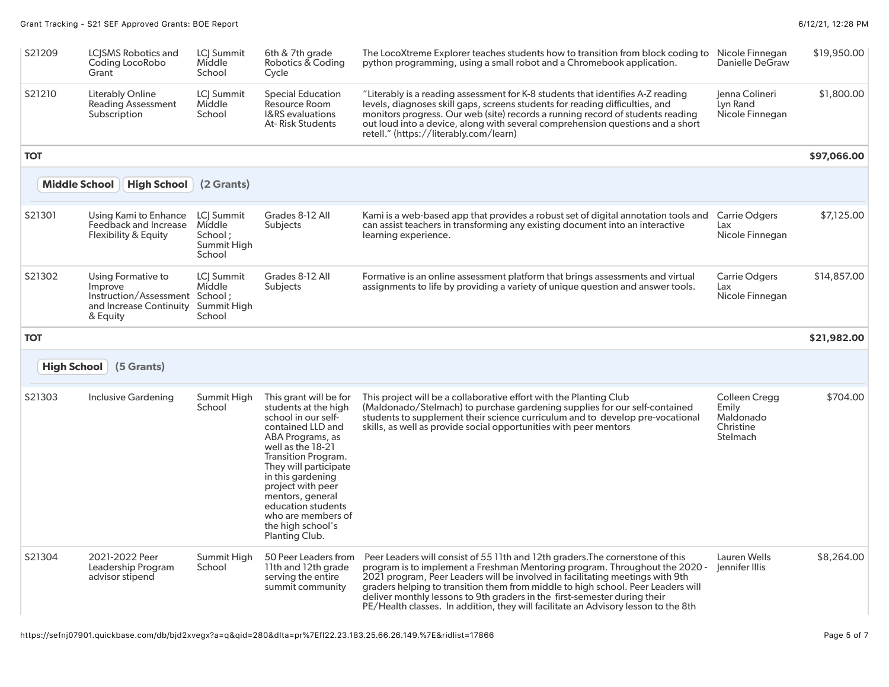| | | | | | | |
|---|---|---|---|---|---|---|
| S21209 | LCJSMS Robotics and Coding LocoRobo Grant | LCJ Summit Middle School | 6th & 7th grade Robotics & Coding Cycle | The LocoXtreme Explorer teaches students how to transition from block coding to python programming, using a small robot and a Chromebook application. | Nicole Finnegan Danielle DeGraw | $19,950.00 |
| S21210 | Literably Online Reading Assessment Subscription | LCJ Summit Middle School | Special Education Resource Room I&RS evaluations At- Risk Students | "Literably is a reading assessment for K-8 students that identifies A-Z reading levels, diagnoses skill gaps, screens students for reading difficulties, and monitors progress. Our web (site) records a running record of students reading out loud into a device, along with several comprehension questions and a short retell." (https://literably.com/learn) | Jenna Colineri Lyn Rand Nicole Finnegan | $1,800.00 |
| **TOT** | | | | | | **$97,066.00** |

**Middle School** **High School** **(2 Grants)**

| | | | | | | |
|---|---|---|---|---|---|---|
| S21301 | Using Kami to Enhance Feedback and Increase Flexibility & Equity | LCJ Summit Middle School ; Summit High School | Grades 8-12 All Subjects | Kami is a web-based app that provides a robust set of digital annotation tools and can assist teachers in transforming any existing document into an interactive learning experience. | Carrie Odgers Lax Nicole Finnegan | $7,125.00 |
| S21302 | Using Formative to Improve Instruction/Assessment and Increase Continuity & Equity | LCJ Summit Middle School ; Summit High School | Grades 8-12 All Subjects | Formative is an online assessment platform that brings assessments and virtual assignments to life by providing a variety of unique question and answer tools. | Carrie Odgers Lax Nicole Finnegan | $14,857.00 |
| **TOT** | | | | | | **$21,982.00** |

**High School** **(5 Grants)**

| | | | | | | |
|---|---|---|---|---|---|---|
| S21303 | Inclusive Gardening | Summit High School | This grant will be for students at the high school in our self-contained LLD and ABA Programs, as well as the 18-21 Transition Program. They will participate in this gardening project with peer mentors, general education students who are members of the high school's Planting Club. | This project will be a collaborative effort with the Planting Club (Maldonado/Stelmach) to purchase gardening supplies for our self-contained students to supplement their science curriculum and to develop pre-vocational skills, as well as provide social opportunities with peer mentors | Colleen Cregg Emily Maldonado Christine Stelmach | $704.00 |
| S21304 | 2021-2022 Peer Leadership Program advisor stipend | Summit High School | 50 Peer Leaders from 11th and 12th grade serving the entire summit community | Peer Leaders will consist of 55 11th and 12th graders.The cornerstone of this program is to implement a Freshman Mentoring program. Throughout the 2020 - 2021 program, Peer Leaders will be involved in facilitating meetings with 9th graders helping to transition them from middle to high school. Peer Leaders will deliver monthly lessons to 9th graders in the first-semester during their PE/Health classes. In addition, they will facilitate an Advisory lesson to the 8th | Lauren Wells Jennifer Illis | $8,264.00 |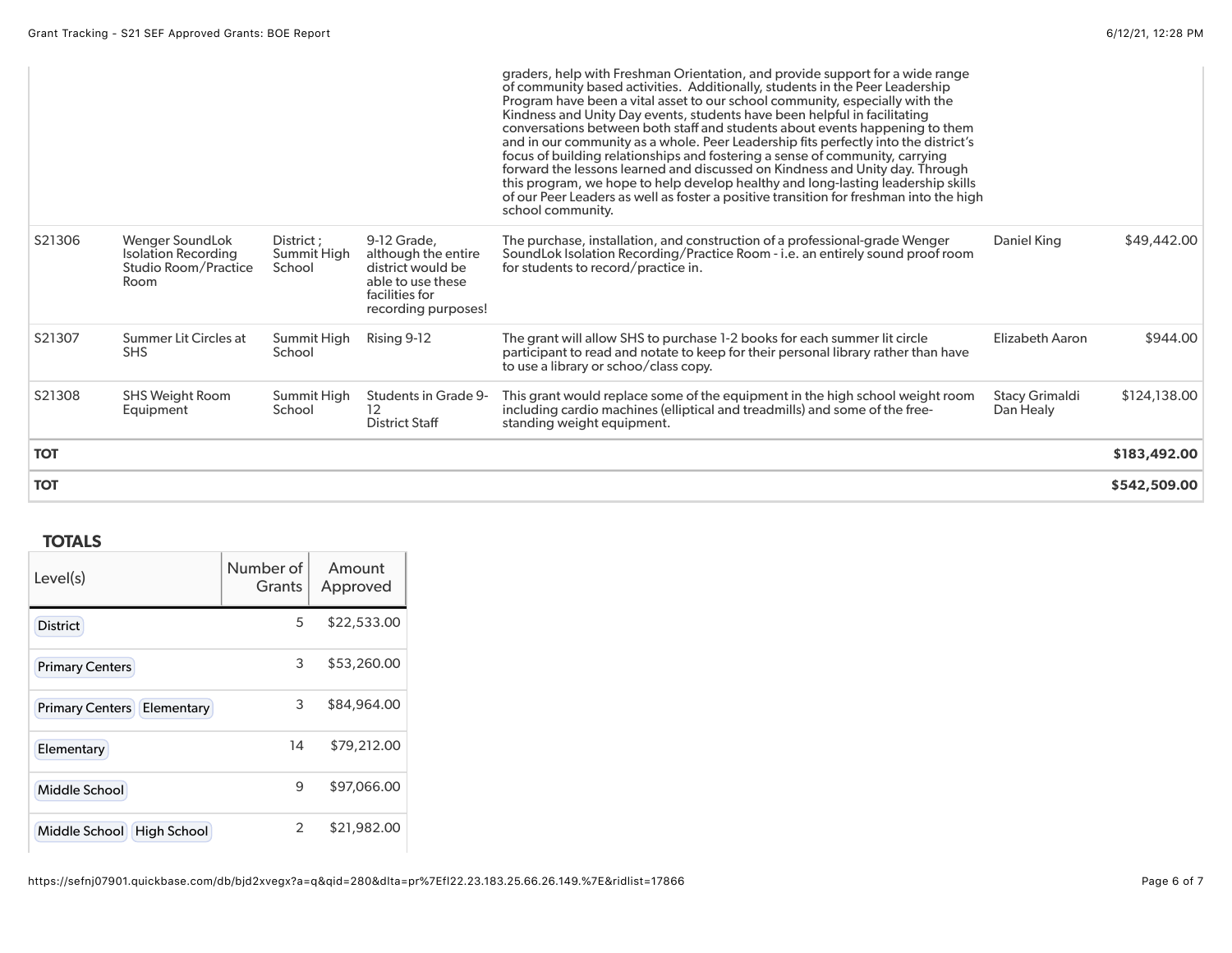| | | | | | | |
|---|---|---|---|---|---|---|
| | | | | graders, help with Freshman Orientation, and provide support for a wide range of community based activities. Additionally, students in the Peer Leadership Program have been a vital asset to our school community, especially with the Kindness and Unity Day events, students have been helpful in facilitating conversations between both staff and students about events happening to them and in our community as a whole. Peer Leadership fits perfectly into the district's focus of building relationships and fostering a sense of community, carrying forward the lessons learned and discussed on Kindness and Unity day. Through this program, we hope to help develop healthy and long-lasting leadership skills of our Peer Leaders as well as foster a positive transition for freshman into the high school community. | | |
| S21306 | Wenger SoundLok Isolation Recording Studio Room/Practice Room | District ; Summit High School | 9-12 Grade, although the entire district would be able to use these facilities for recording purposes! | The purchase, installation, and construction of a professional-grade Wenger SoundLok Isolation Recording/Practice Room - i.e. an entirely sound proof room for students to record/practice in. | Daniel King | $49,442.00 |
| S21307 | Summer Lit Circles at SHS | Summit High School | Rising 9-12 | The grant will allow SHS to purchase 1-2 books for each summer lit circle participant to read and notate to keep for their personal library rather than have to use a library or schoo/class copy. | Elizabeth Aaron | $944.00 |
| S21308 | SHS Weight Room Equipment | Summit High School | Students in Grade 9-12<br>District Staff | This grant would replace some of the equipment in the high school weight room including cardio machines (elliptical and treadmills) and some of the free-standing weight equipment. | Stacy Grimaldi<br>Dan Healy | $124,138.00 |
| **TOT** | | | | | | **$183,492.00** |
| **TOT** | | | | | | **$542,509.00** |

## TOTALS

| Level(s) | Number of Grants | Amount Approved |
|---|---|---|
| District | 5 | $22,533.00 |
| Primary Centers | 3 | $53,260.00 |
| Primary Centers, Elementary | 3 | $84,964.00 |
| Elementary | 14 | $79,212.00 |
| Middle School | 9 | $97,066.00 |
| Middle School, High School | 2 | $21,982.00 |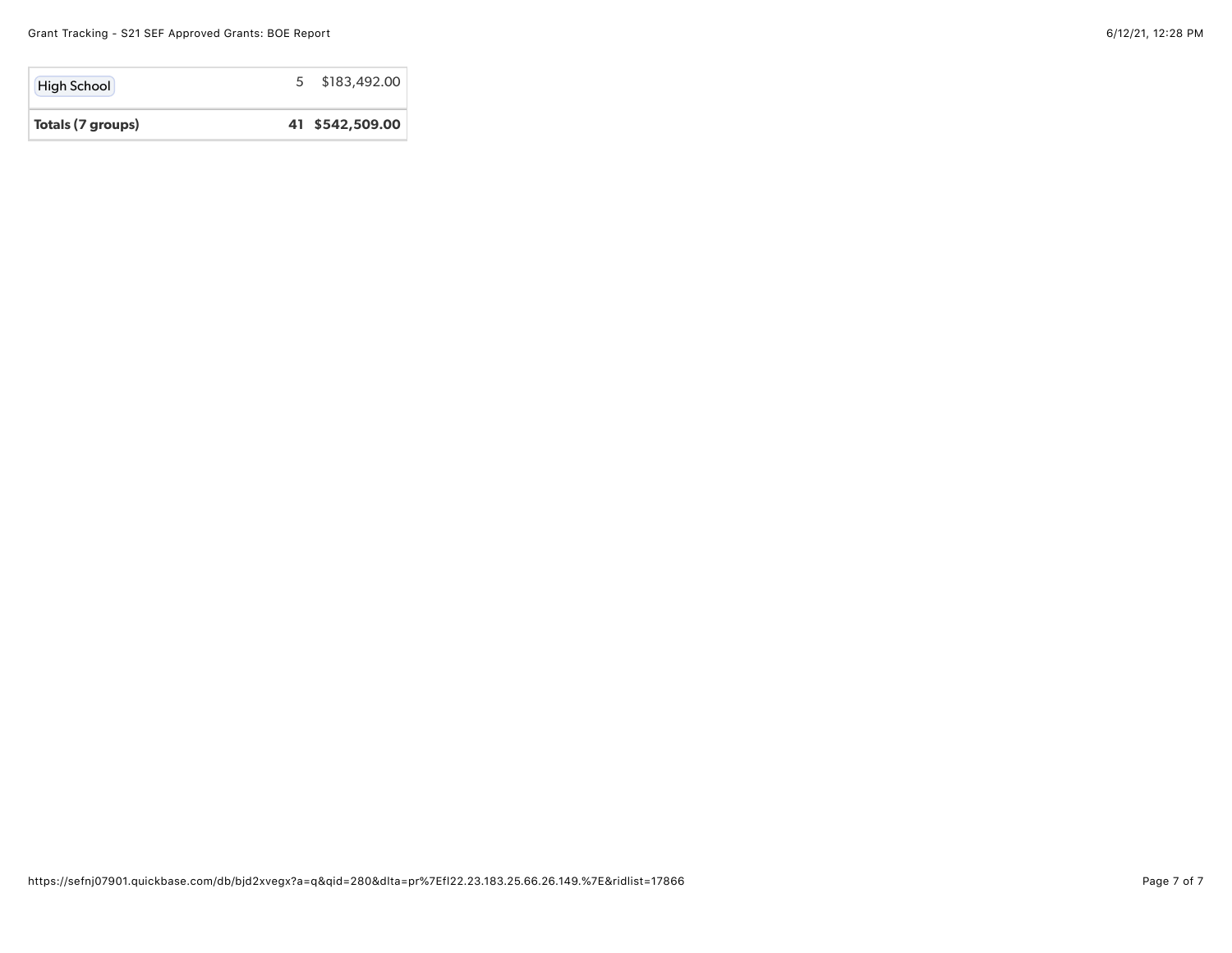| | | |
|---|---|---|
| High School | 5 | $183,492.00 |
| **Totals (7 groups)** | **41** | **$542,509.00** |